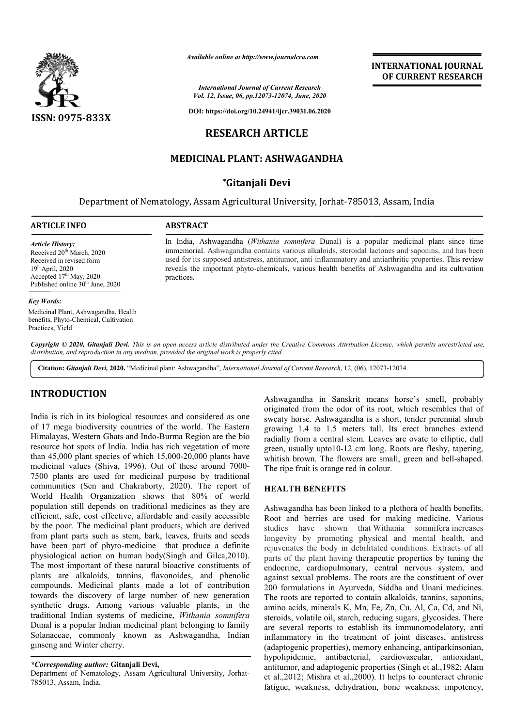# RESEARCH ARTICLE

## MEDICINAL PLANT: ASHWAGANDHA

**\*Gitanjali Devi**

Department of Nematology, Assam Agricultural University, Jorhat-785013, Assam, India

**ARTICLE INFO**

*Article History:*
Received 20th March, 2020
Received in revised form
19h April, 2020
Accepted 17th May, 2020
Published online 30th June, 2020

*Key Words:*
Medicinal Plant, Ashwagandha, Health benefits, Phyto-Chemical, Cultivation Practices, Yield

**ABSTRACT**

In India, Ashwagandha (*Withania somnifera* Dunal) is a popular medicinal plant since time immemorial. Ashwagandha contains various alkaloids, steroidal lactones and saponins, and has been used for its supposed antistress, antitumor, anti-inflammatory and antiarthritic properties. This review reveals the important phyto-chemicals, various health benefits of Ashwagandha and its cultivation practices.

*Copyright © 2020, Gitanjali Devi. This is an open access article distributed under the Creative Commons Attribution License, which permits unrestricted use, distribution, and reproduction in any medium, provided the original work is properly cited.*

**Citation:** *Gitanjali Devi,* **2020.** "Medicinal plant: Ashwagandha", *International Journal of Current Research*, 12, (06), 12073-12074.

## INTRODUCTION

India is rich in its biological resources and considered as one of 17 mega biodiversity countries of the world. The Eastern Himalayas, Western Ghats and Indo-Burma Region are the bio resource hot spots of India. India has rich vegetation of more than 45,000 plant species of which 15,000-20,000 plants have medicinal values (Shiva, 1996). Out of these around 7000-7500 plants are used for medicinal purpose by traditional communities (Sen and Chakraborty, 2020). The report of World Health Organization shows that 80% of world population still depends on traditional medicines as they are efficient, safe, cost effective, affordable and easily accessible by the poor. The medicinal plant products, which are derived from plant parts such as stem, bark, leaves, fruits and seeds have been part of phyto-medicine that produce a definite physiological action on human body(Singh and Gilca,2010). The most important of these natural bioactive constituents of plants are alkaloids, tannins, flavonoides, and phenolic compounds. Medicinal plants made a lot of contribution towards the discovery of large number of new generation synthetic drugs. Among various valuable plants, in the traditional Indian systems of medicine, *Withania somnifera* Dunal is a popular Indian medicinal plant belonging to family Solanaceae, commonly known as Ashwagandha, Indian ginseng and Winter cherry.

*\*Corresponding author:* **Gitanjali Devi,**
Department of Nematology, Assam Agricultural University, Jorhat-785013, Assam, India.

Ashwagandha in Sanskrit means horse's smell, probably originated from the odor of its root, which resembles that of sweaty horse. Ashwagandha is a short, tender perennial shrub growing 1.4 to 1.5 meters tall. Its erect branches extend radially from a central stem. Leaves are ovate to elliptic, dull green, usually upto10-12 cm long. Roots are fleshy, tapering, whitish brown. The flowers are small, green and bell-shaped. The ripe fruit is orange red in colour.

## HEALTH BENEFITS

Ashwagandha has been linked to a plethora of health benefits. Root and berries are used for making medicine. Various studies have shown that Withania somnifera increases longevity by promoting physical and mental health, and rejuvenates the body in debilitated conditions. Extracts of all parts of the plant having therapeutic properties by tuning the endocrine, cardiopulmonary, central nervous system, and against sexual problems. The roots are the constituent of over 200 formulations in Ayurveda, Siddha and Unani medicines. The roots are reported to contain alkaloids, tannins, saponins, amino acids, minerals K, Mn, Fe, Zn, Cu, Al, Ca, Cd, and Ni, steroids, volatile oil, starch, reducing sugars, glycosides. There are several reports to establish its immunomodelatory, anti inflammatory in the treatment of joint diseases, antistress (adaptogenic properties), memory enhancing, antiparkinsonian, hypolipidemic, antibacterial, cardiovascular, antioxidant, antitumor, and adaptogenic properties (Singh et al.,1982; Alam et al.,2012; Mishra et al.,2000). It helps to counteract chronic fatigue, weakness, dehydration, bone weakness, impotency,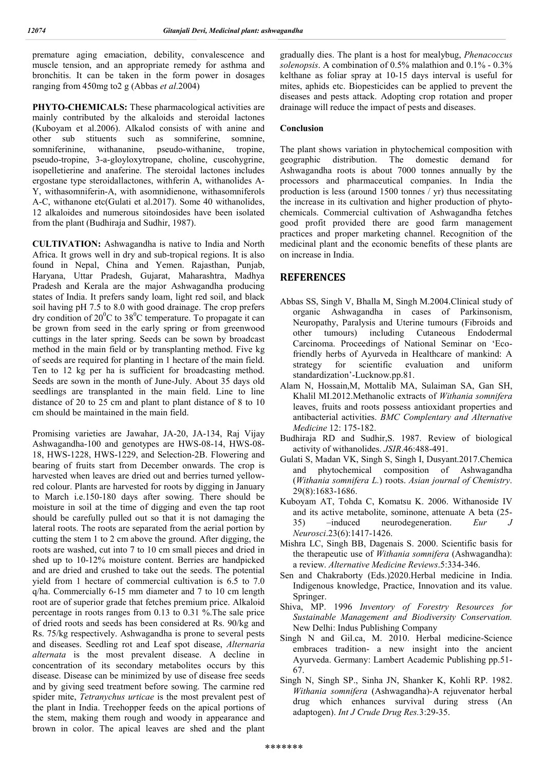premature aging emaciation, debility, convalescence and muscle tension, and an appropriate remedy for asthma and bronchitis. It can be taken in the form power in dosages ranging from 450mg to2 g (Abbas *et al*.2004)

**PHYTO-CHEMICALS:** These pharmacological activities are mainly contributed by the alkaloids and steroidal lactones (Kuboyam et al.2006). Alkalod consists of with anine and other sub stituents such as somniferine, somnine, somniferinine, withananine, pseudo-withanine, tropine, pseudo-tropine, 3-a-gloyloxytropane, choline, cuscohygrine, isopelletierine and anaferine. The steroidal lactones includes ergostane type steroidallactones, withferin A, withanolides A-Y, withasomniferin-A, with asomnidienone, withasomniferols A-C, withanone etc(Gulati et al.2017). Some 40 withanolides, 12 alkaloides and numerous sitoindosides have been isolated from the plant (Budhiraja and Sudhir, 1987).

**CULTIVATION:** Ashwagandha is native to India and North Africa. It grows well in dry and sub-tropical regions. It is also found in Nepal, China and Yemen. Rajasthan, Punjab, Haryana, Uttar Pradesh, Gujarat, Maharashtra, Madhya Pradesh and Kerala are the major Ashwagandha producing states of India. It prefers sandy loam, light red soil, and black soil having pH 7.5 to 8.0 with good drainage. The crop prefers dry condition of $20^0$C to $38^0$C temperature. To propagate it can be grown from seed in the early spring or from greenwood cuttings in the later spring. Seeds can be sown by broadcast method in the main field or by transplanting method. Five kg of seeds are required for planting in 1 hectare of the main field. Ten to 12 kg per ha is sufficient for broadcasting method. Seeds are sown in the month of June-July. About 35 days old seedlings are transplanted in the main field. Line to line distance of 20 to 25 cm and plant to plant distance of 8 to 10 cm should be maintained in the main field.

Promising varieties are Jawahar, JA-20, JA-134, Raj Vijay Ashwagandha-100 and genotypes are HWS-08-14, HWS-08-18, HWS-1228, HWS-1229, and Selection-2B. Flowering and bearing of fruits start from December onwards. The crop is harvested when leaves are dried out and berries turned yellow-red colour. Plants are harvested for roots by digging in January to March i.e.150-180 days after sowing. There should be moisture in soil at the time of digging and even the tap root should be carefully pulled out so that it is not damaging the lateral roots. The roots are separated from the aerial portion by cutting the stem 1 to 2 cm above the ground. After digging, the roots are washed, cut into 7 to 10 cm small pieces and dried in shed up to 10-12% moisture content. Berries are handpicked and are dried and crushed to take out the seeds. The potential yield from 1 hectare of commercial cultivation is 6.5 to 7.0 q/ha. Commercially 6-15 mm diameter and 7 to 10 cm length root are of superior grade that fetches premium price. Alkaloid percentage in roots ranges from 0.13 to 0.31 %.The sale price of dried roots and seeds has been considered at Rs. 90/kg and Rs. 75/kg respectively. Ashwagandha is prone to several pests and diseases. Seedling rot and Leaf spot disease, *Alternaria alternata* is the most prevalent disease. A decline in concentration of its secondary metabolites occurs by this disease. Disease can be minimized by use of disease free seeds and by giving seed treatment before sowing. The carmine red spider mite, *Tetranychus urticae* is the most prevalent pest of the plant in India. Treehopper feeds on the apical portions of the stem, making them rough and woody in appearance and brown in color. The apical leaves are shed and the plant gradually dies. The plant is a host for mealybug, *Phenacoccus solenopsis*. A combination of 0.5% malathion and 0.1% - 0.3% kelthane as foliar spray at 10-15 days interval is useful for mites, aphids etc. Biopesticides can be applied to prevent the diseases and pests attack. Adopting crop rotation and proper drainage will reduce the impact of pests and diseases.

## Conclusion

The plant shows variation in phytochemical composition with geographic distribution. The domestic demand for Ashwagandha roots is about 7000 tonnes annually by the processors and pharmaceutical companies. In India the production is less (around 1500 tonnes / yr) thus necessitating the increase in its cultivation and higher production of phyto-chemicals. Commercial cultivation of Ashwagandha fetches good profit provided there are good farm management practices and proper marketing channel. Recognition of the medicinal plant and the economic benefits of these plants are on increase in India.

## REFERENCES

- Abbas SS, Singh V, Bhalla M, Singh M.2004.Clinical study of organic Ashwagandha in cases of Parkinsonism, Neuropathy, Paralysis and Uterine tumours (Fibroids and other tumours) including Cutaneous Endodermal Carcinoma. Proceedings of National Seminar on 'Eco-friendly herbs of Ayurveda in Healthcare of mankind: A strategy for scientific evaluation and uniform standardization'-Lucknow.pp.81.
- Alam N, Hossain,M, Mottalib MA, Sulaiman SA, Gan SH, Khalil MI.2012.Methanolic extracts of *Withania somnifera* leaves, fruits and roots possess antioxidant properties and antibacterial activities. *BMC Complentary and Alternative Medicine* 12: 175-182.
- Budhiraja RD and Sudhir,S. 1987. Review of biological activity of withanolides. *JSIR*.46:488-491.
- Gulati S, Madan VK, Singh S, Singh I, Dusyant.2017.Chemica and phytochemical composition of Ashwagandha (*Withania somnifera L.*) roots. *Asian journal of Chemistry*. 29(8):1683-1686.
- Kuboyam AT, Tohda C, Komatsu K. 2006. Withanoside IV and its active metabolite, sominone, attenuate A beta (25-35) –induced neurodegeneration. *Eur J Neurosci*.23(6):1417-1426.
- Mishra LC, Singh BB, Dagenais S. 2000. Scientific basis for the therapeutic use of *Withania somnifera* (Ashwagandha): a review. *Alternative Medicine Reviews*.5:334-346.
- Sen and Chakraborty (Eds.)2020.Herbal medicine in India. Indigenous knowledge, Practice, Innovation and its value. Springer.
- Shiva, MP. 1996 *Inventory of Forestry Resources for Sustainable Management and Biodiversity Conservation.* New Delhi: Indus Publishing Company
- Singh N and Gil.ca, M. 2010. Herbal medicine-Science embraces tradition- a new insight into the ancient Ayurveda. Germany: Lambert Academic Publishing pp.51-67.
- Singh N, Singh SP., Sinha JN, Shanker K, Kohli RP. 1982. *Withania somnifera* (Ashwagandha)-A rejuvenator herbal drug which enhances survival during stress (An adaptogen). *Int J Crude Drug Res.*3:29-35.

\*\*\*\*\*\*\*